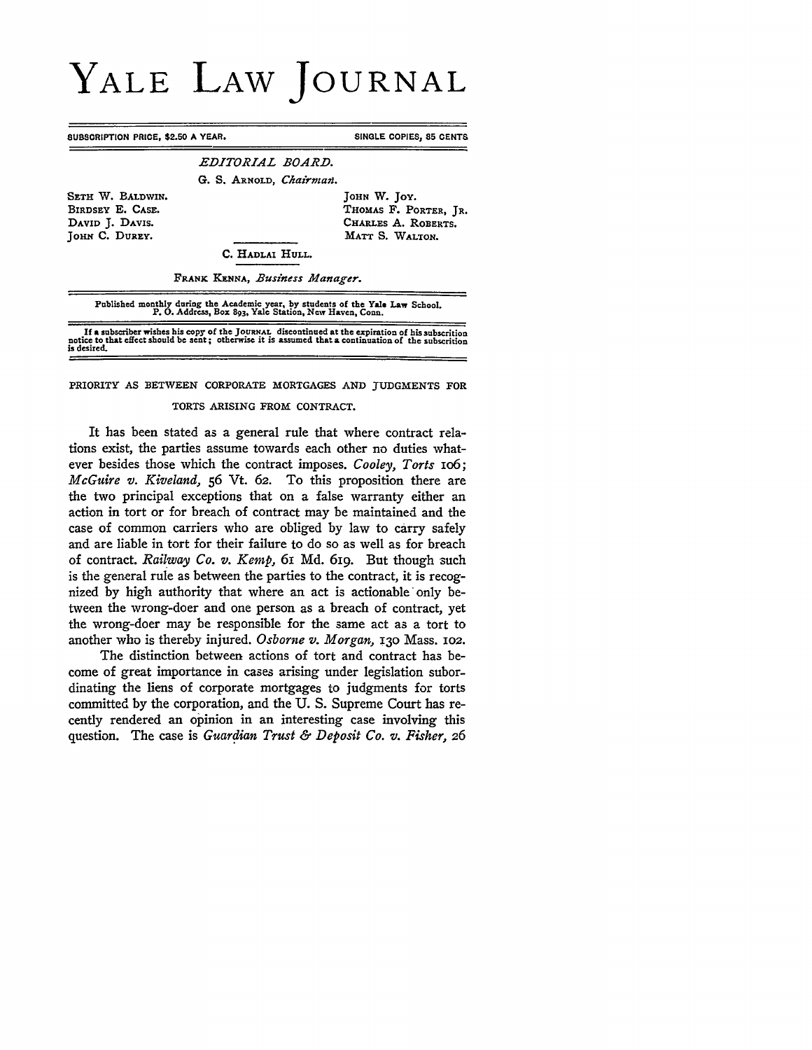# YALE LAW JOURNAL

SUBSCRIPTION PRICE, $2.50 A YEAR. SINGLE COPIES, 35 CENTS

*EDITORIAL BOARD.*

G. S. ARNOLD, *Chairman.*

SETH W. BALDWIN.
BIRDSEY E. CASE.
DAVID J. DAVIS.
JOHN C. DUREY.

JOHN W. JOY.
THOMAS F. PORTER, JR.
CHARLES A. ROBERTS.
MATT S. WALTON.

C. HADLAI HULL.

FRANK KENNA, *Business Manager.*

Published monthly during the Academic year, by students of the Yale Law School.
P. O. Address, Box 893, Yale Station, New Haven, Conn.

If a subscriber wishes his copy of the JOURNAL discontinued at the expiration of his subscrition notice to that effect should be sent; otherwise it is assumed that a continuation of the subscrition is desired.

PRIORITY AS BETWEEN CORPORATE MORTGAGES AND JUDGMENTS FOR TORTS ARISING FROM CONTRACT.

It has been stated as a general rule that where contract relations exist, the parties assume towards each other no duties whatever besides those which the contract imposes. *Cooley, Torts* 106; *McGuire v. Kiveland,* 56 Vt. 62. To this proposition there are the two principal exceptions that on a false warranty either an action in tort or for breach of contract may be maintained and the case of common carriers who are obliged by law to carry safely and are liable in tort for their failure to do so as well as for breach of contract. *Railway Co. v. Kemp,* 61 Md. 619. But though such is the general rule as between the parties to the contract, it is recognized by high authority that where an act is actionable only between the wrong-doer and one person as a breach of contract, yet the wrong-doer may be responsible for the same act as a tort to another who is thereby injured. *Osborne v. Morgan,* 130 Mass. 102.

The distinction between actions of tort and contract has become of great importance in cases arising under legislation subordinating the liens of corporate mortgages to judgments for torts committed by the corporation, and the U. S. Supreme Court has recently rendered an opinion in an interesting case involving this question. The case is *Guardian Trust & Deposit Co. v. Fisher,* 26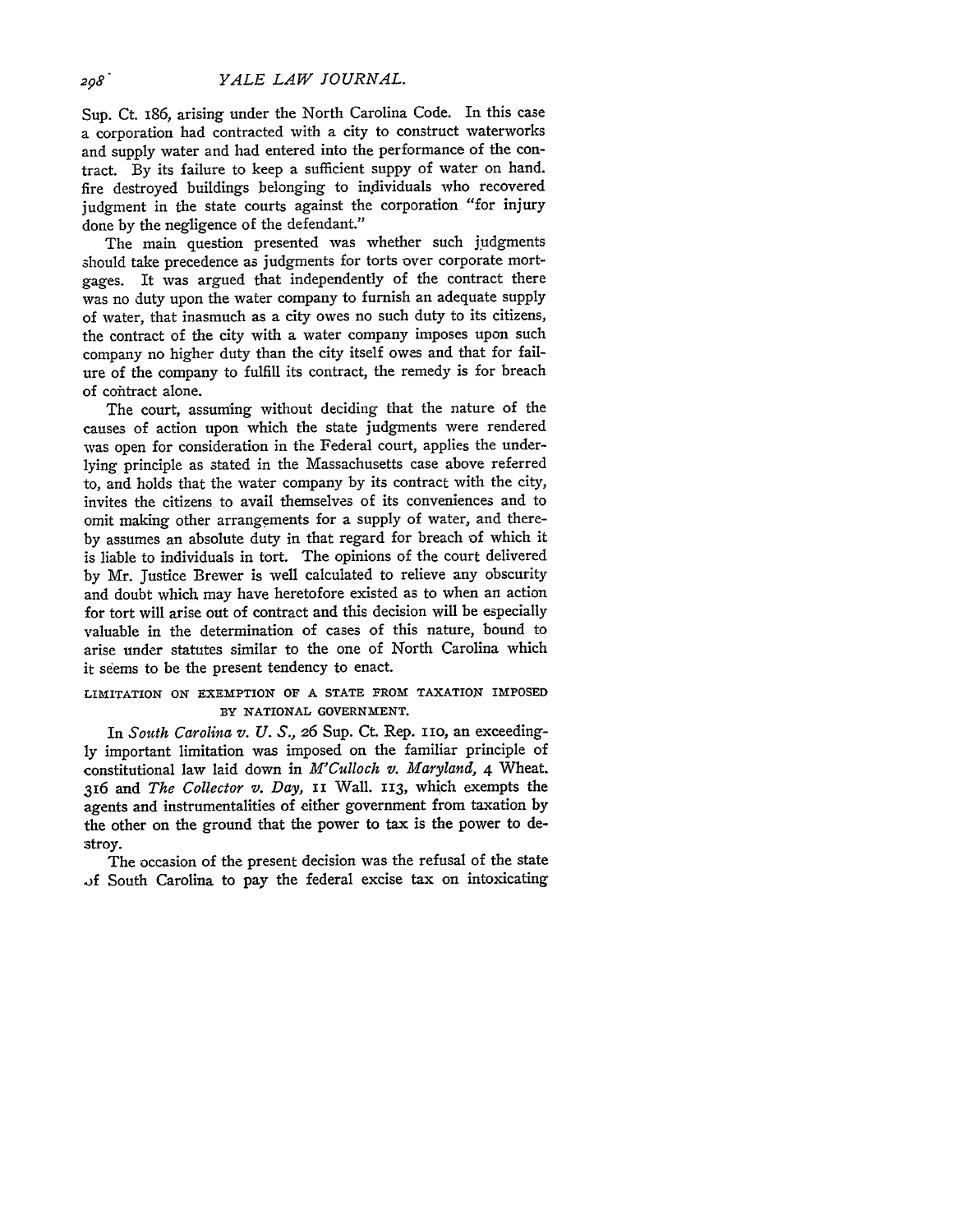Sup. Ct. 186, arising under the North Carolina Code. In this case a corporation had contracted with a city to construct waterworks and supply water and had entered into the performance of the contract. By its failure to keep a sufficient suppy of water on hand. fire destroyed buildings belonging to individuals who recovered judgment in the state courts against the corporation "for injury done by the negligence of the defendant."

The main question presented was whether such judgments should take precedence as judgments for torts over corporate mortgages. It was argued that independently of the contract there was no duty upon the water company to furnish an adequate supply of water, that inasmuch as a city owes no such duty to its citizens, the contract of the city with a water company imposes upon such company no higher duty than the city itself owes and that for failure of the company to fulfill its contract, the remedy is for breach of contract alone.

The court, assuming without deciding that the nature of the causes of action upon which the state judgments were rendered was open for consideration in the Federal court, applies the underlying principle as stated in the Massachusetts case above referred to, and holds that the water company by its contract with the city, invites the citizens to avail themselves of its conveniences and to omit making other arrangements for a supply of water, and thereby assumes an absolute duty in that regard for breach of which it is liable to individuals in tort. The opinions of the court delivered by Mr. Justice Brewer is well calculated to relieve any obscurity and doubt which may have heretofore existed as to when an action for tort will arise out of contract and this decision will be especially valuable in the determination of cases of this nature, bound to arise under statutes similar to the one of North Carolina which it seems to be the present tendency to enact.

### LIMITATION ON EXEMPTION OF A STATE FROM TAXATION IMPOSED BY NATIONAL GOVERNMENT.

In *South Carolina v. U. S.*, 26 Sup. Ct. Rep. 110, an exceedingly important limitation was imposed on the familiar principle of constitutional law laid down in *M'Culloch v. Maryland*, 4 Wheat. 316 and *The Collector v. Day*, 11 Wall. 113, which exempts the agents and instrumentalities of either government from taxation by the other on the ground that the power to tax is the power to destroy.

The occasion of the present decision was the refusal of the state of South Carolina to pay the federal excise tax on intoxicating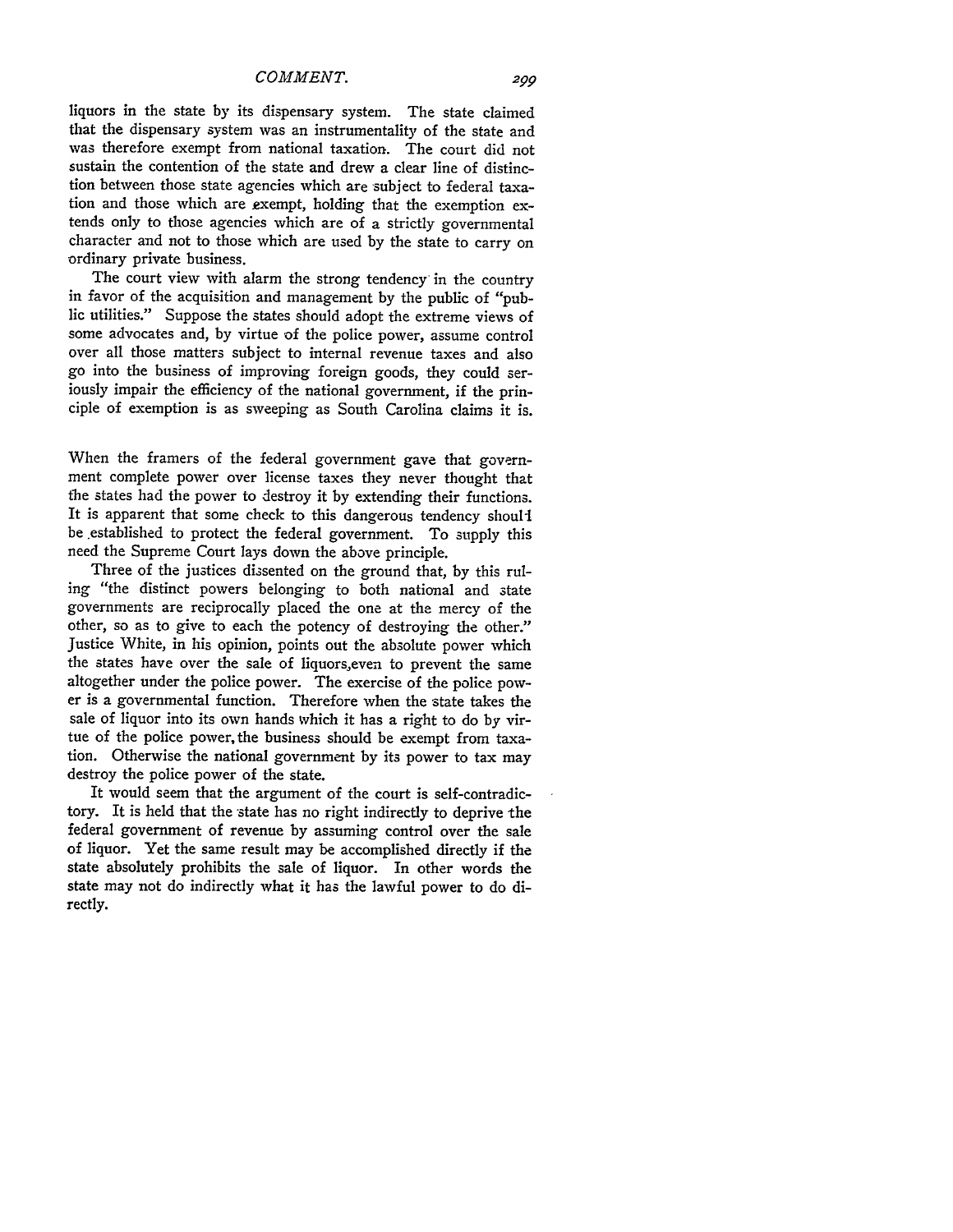liquors in the state by its dispensary system. The state claimed that the dispensary system was an instrumentality of the state and was therefore exempt from national taxation. The court did not sustain the contention of the state and drew a clear line of distinction between those state agencies which are subject to federal taxation and those which are exempt, holding that the exemption extends only to those agencies which are of a strictly governmental character and not to those which are used by the state to carry on ordinary private business.

The court view with alarm the strong tendency in the country in favor of the acquisition and management by the public of "public utilities." Suppose the states should adopt the extreme views of some advocates and, by virtue of the police power, assume control over all those matters subject to internal revenue taxes and also go into the business of improving foreign goods, they could seriously impair the efficiency of the national government, if the principle of exemption is as sweeping as South Carolina claims it is.

When the framers of the federal government gave that government complete power over license taxes they never thought that the states had the power to destroy it by extending their functions. It is apparent that some check to this dangerous tendency should be established to protect the federal government. To supply this need the Supreme Court lays down the above principle.

Three of the justices dissented on the ground that, by this ruling "the distinct powers belonging to both national and state governments are reciprocally placed the one at the mercy of the other, so as to give to each the potency of destroying the other." Justice White, in his opinion, points out the absolute power which the states have over the sale of liquors,even to prevent the same altogether under the police power. The exercise of the police power is a governmental function. Therefore when the state takes the sale of liquor into its own hands which it has a right to do by virtue of the police power, the business should be exempt from taxation. Otherwise the national government by its power to tax may destroy the police power of the state.

It would seem that the argument of the court is self-contradictory. It is held that the state has no right indirectly to deprive the federal government of revenue by assuming control over the sale of liquor. Yet the same result may be accomplished directly if the state absolutely prohibits the sale of liquor. In other words the state may not do indirectly what it has the lawful power to do directly.